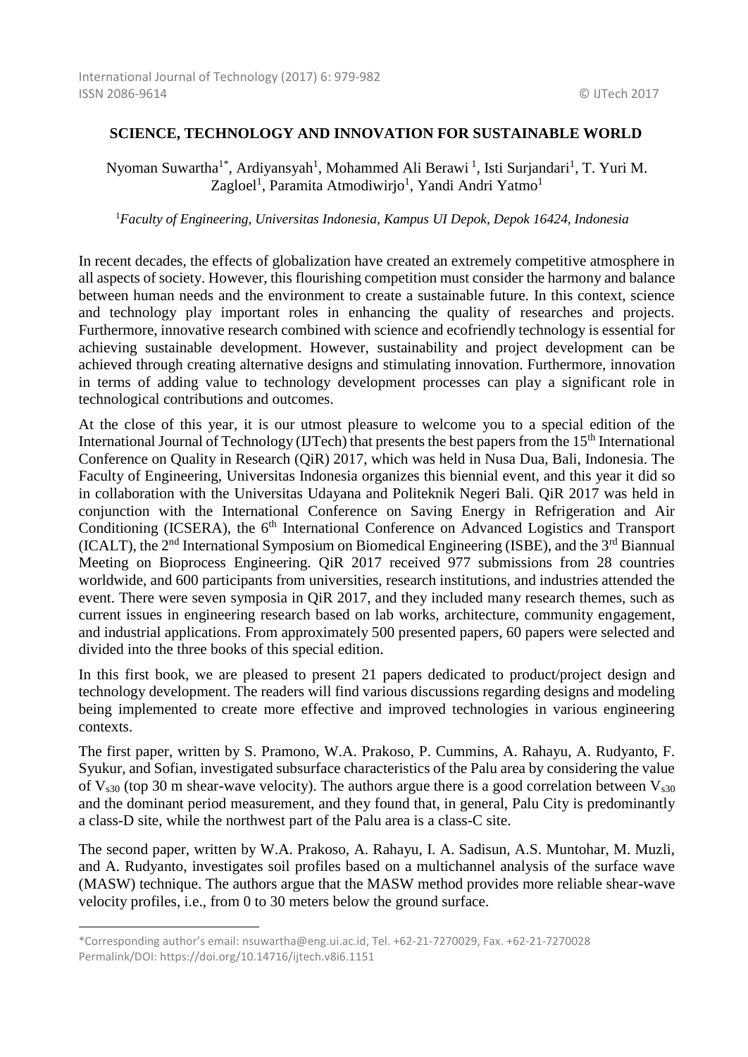# SCIENCE, TECHNOLOGY AND INNOVATION FOR SUSTAINABLE WORLD

Nyoman Suwartha[1*], Ardiyansyah[1], Mohammed Ali Berawi [1], Isti Surjandari[1], T. Yuri M. Zagloel[1], Paramita Atmodiwirjo[1], Yandi Andri Yatmo[1]

[1]*Faculty of Engineering, Universitas Indonesia, Kampus UI Depok, Depok 16424, Indonesia*

In recent decades, the effects of globalization have created an extremely competitive atmosphere in all aspects of society. However, this flourishing competition must consider the harmony and balance between human needs and the environment to create a sustainable future. In this context, science and technology play important roles in enhancing the quality of researches and projects. Furthermore, innovative research combined with science and ecofriendly technology is essential for achieving sustainable development. However, sustainability and project development can be achieved through creating alternative designs and stimulating innovation. Furthermore, innovation in terms of adding value to technology development processes can play a significant role in technological contributions and outcomes.

At the close of this year, it is our utmost pleasure to welcome you to a special edition of the International Journal of Technology (IJTech) that presents the best papers from the 15th International Conference on Quality in Research (QiR) 2017, which was held in Nusa Dua, Bali, Indonesia. The Faculty of Engineering, Universitas Indonesia organizes this biennial event, and this year it did so in collaboration with the Universitas Udayana and Politeknik Negeri Bali. QiR 2017 was held in conjunction with the International Conference on Saving Energy in Refrigeration and Air Conditioning (ICSERA), the 6th International Conference on Advanced Logistics and Transport (ICALT), the 2nd International Symposium on Biomedical Engineering (ISBE), and the 3rd Biannual Meeting on Bioprocess Engineering. QiR 2017 received 977 submissions from 28 countries worldwide, and 600 participants from universities, research institutions, and industries attended the event. There were seven symposia in QiR 2017, and they included many research themes, such as current issues in engineering research based on lab works, architecture, community engagement, and industrial applications. From approximately 500 presented papers, 60 papers were selected and divided into the three books of this special edition.

In this first book, we are pleased to present 21 papers dedicated to product/project design and technology development. The readers will find various discussions regarding designs and modeling being implemented to create more effective and improved technologies in various engineering contexts.

The first paper, written by S. Pramono, W.A. Prakoso, P. Cummins, A. Rahayu, A. Rudyanto, F. Syukur, and Sofian, investigated subsurface characteristics of the Palu area by considering the value of $V_{s30}$ (top 30 m shear-wave velocity). The authors argue there is a good correlation between $V_{s30}$ and the dominant period measurement, and they found that, in general, Palu City is predominantly a class-D site, while the northwest part of the Palu area is a class-C site.

The second paper, written by W.A. Prakoso, A. Rahayu, I. A. Sadisun, A.S. Muntohar, M. Muzli, and A. Rudyanto, investigates soil profiles based on a multichannel analysis of the surface wave (MASW) technique. The authors argue that the MASW method provides more reliable shear-wave velocity profiles, i.e., from 0 to 30 meters below the ground surface.

---

*Corresponding author's email: nsuwartha@eng.ui.ac.id, Tel. +62-21-7270029, Fax. +62-21-7270028
Permalink/DOI: https://doi.org/10.14716/ijtech.v8i6.1151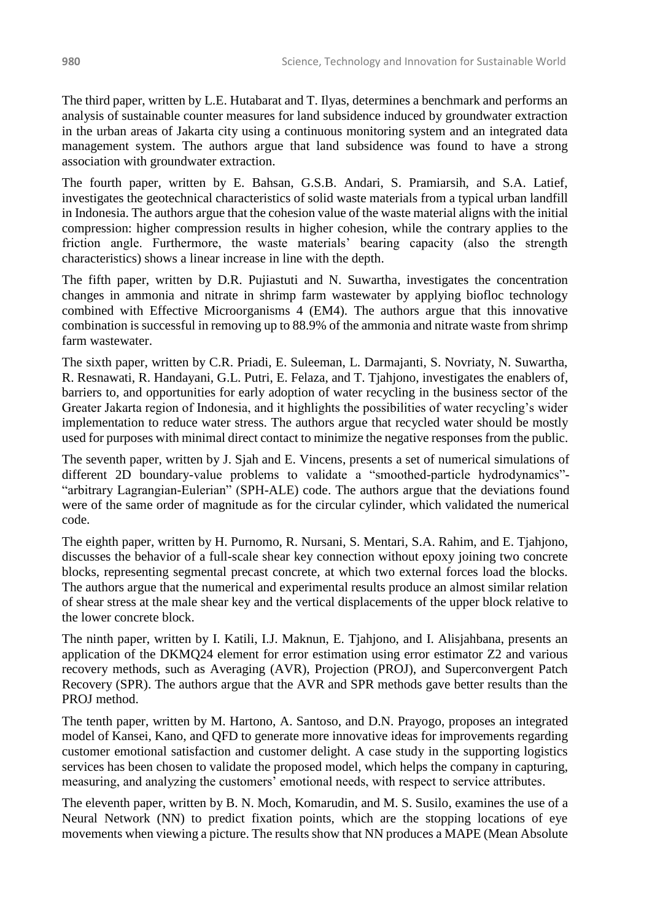The third paper, written by L.E. Hutabarat and T. Ilyas, determines a benchmark and performs an analysis of sustainable counter measures for land subsidence induced by groundwater extraction in the urban areas of Jakarta city using a continuous monitoring system and an integrated data management system. The authors argue that land subsidence was found to have a strong association with groundwater extraction.

The fourth paper, written by E. Bahsan, G.S.B. Andari, S. Pramiarsih, and S.A. Latief, investigates the geotechnical characteristics of solid waste materials from a typical urban landfill in Indonesia. The authors argue that the cohesion value of the waste material aligns with the initial compression: higher compression results in higher cohesion, while the contrary applies to the friction angle. Furthermore, the waste materials' bearing capacity (also the strength characteristics) shows a linear increase in line with the depth.

The fifth paper, written by D.R. Pujiastuti and N. Suwartha, investigates the concentration changes in ammonia and nitrate in shrimp farm wastewater by applying biofloc technology combined with Effective Microorganisms 4 (EM4). The authors argue that this innovative combination is successful in removing up to 88.9% of the ammonia and nitrate waste from shrimp farm wastewater.

The sixth paper, written by C.R. Priadi, E. Suleeman, L. Darmajanti, S. Novriaty, N. Suwartha, R. Resnawati, R. Handayani, G.L. Putri, E. Felaza, and T. Tjahjono, investigates the enablers of, barriers to, and opportunities for early adoption of water recycling in the business sector of the Greater Jakarta region of Indonesia, and it highlights the possibilities of water recycling's wider implementation to reduce water stress. The authors argue that recycled water should be mostly used for purposes with minimal direct contact to minimize the negative responses from the public.

The seventh paper, written by J. Sjah and E. Vincens, presents a set of numerical simulations of different 2D boundary-value problems to validate a "smoothed-particle hydrodynamics"-"arbitrary Lagrangian-Eulerian" (SPH-ALE) code. The authors argue that the deviations found were of the same order of magnitude as for the circular cylinder, which validated the numerical code.

The eighth paper, written by H. Purnomo, R. Nursani, S. Mentari, S.A. Rahim, and E. Tjahjono, discusses the behavior of a full-scale shear key connection without epoxy joining two concrete blocks, representing segmental precast concrete, at which two external forces load the blocks. The authors argue that the numerical and experimental results produce an almost similar relation of shear stress at the male shear key and the vertical displacements of the upper block relative to the lower concrete block.

The ninth paper, written by I. Katili, I.J. Maknun, E. Tjahjono, and I. Alisjahbana, presents an application of the DKMQ24 element for error estimation using error estimator Z2 and various recovery methods, such as Averaging (AVR), Projection (PROJ), and Superconvergent Patch Recovery (SPR). The authors argue that the AVR and SPR methods gave better results than the PROJ method.

The tenth paper, written by M. Hartono, A. Santoso, and D.N. Prayogo, proposes an integrated model of Kansei, Kano, and QFD to generate more innovative ideas for improvements regarding customer emotional satisfaction and customer delight. A case study in the supporting logistics services has been chosen to validate the proposed model, which helps the company in capturing, measuring, and analyzing the customers' emotional needs, with respect to service attributes.

The eleventh paper, written by B. N. Moch, Komarudin, and M. S. Susilo, examines the use of a Neural Network (NN) to predict fixation points, which are the stopping locations of eye movements when viewing a picture. The results show that NN produces a MAPE (Mean Absolute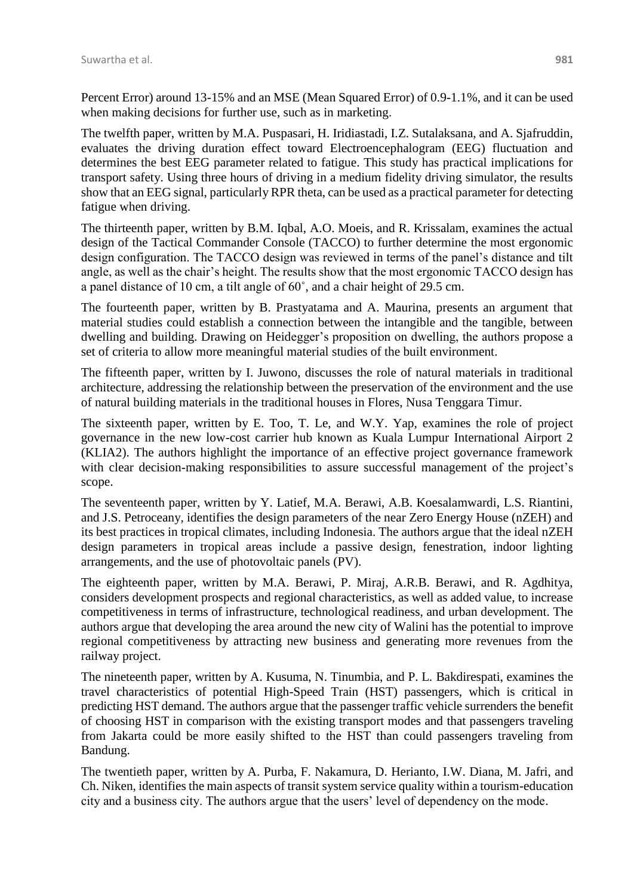Percent Error) around 13-15% and an MSE (Mean Squared Error) of 0.9-1.1%, and it can be used when making decisions for further use, such as in marketing.

The twelfth paper, written by M.A. Puspasari, H. Iridiastadi, I.Z. Sutalaksana, and A. Sjafruddin, evaluates the driving duration effect toward Electroencephalogram (EEG) fluctuation and determines the best EEG parameter related to fatigue. This study has practical implications for transport safety. Using three hours of driving in a medium fidelity driving simulator, the results show that an EEG signal, particularly RPR theta, can be used as a practical parameter for detecting fatigue when driving.

The thirteenth paper, written by B.M. Iqbal, A.O. Moeis, and R. Krissalam, examines the actual design of the Tactical Commander Console (TACCO) to further determine the most ergonomic design configuration. The TACCO design was reviewed in terms of the panel's distance and tilt angle, as well as the chair's height. The results show that the most ergonomic TACCO design has a panel distance of 10 cm, a tilt angle of 60˚, and a chair height of 29.5 cm.

The fourteenth paper, written by B. Prastyatama and A. Maurina, presents an argument that material studies could establish a connection between the intangible and the tangible, between dwelling and building. Drawing on Heidegger's proposition on dwelling, the authors propose a set of criteria to allow more meaningful material studies of the built environment.

The fifteenth paper, written by I. Juwono, discusses the role of natural materials in traditional architecture, addressing the relationship between the preservation of the environment and the use of natural building materials in the traditional houses in Flores, Nusa Tenggara Timur.

The sixteenth paper, written by E. Too, T. Le, and W.Y. Yap, examines the role of project governance in the new low-cost carrier hub known as Kuala Lumpur International Airport 2 (KLIA2). The authors highlight the importance of an effective project governance framework with clear decision-making responsibilities to assure successful management of the project's scope.

The seventeenth paper, written by Y. Latief, M.A. Berawi, A.B. Koesalamwardi, L.S. Riantini, and J.S. Petroceany, identifies the design parameters of the near Zero Energy House (nZEH) and its best practices in tropical climates, including Indonesia. The authors argue that the ideal nZEH design parameters in tropical areas include a passive design, fenestration, indoor lighting arrangements, and the use of photovoltaic panels (PV).

The eighteenth paper, written by M.A. Berawi, P. Miraj, A.R.B. Berawi, and R. Agdhitya, considers development prospects and regional characteristics, as well as added value, to increase competitiveness in terms of infrastructure, technological readiness, and urban development. The authors argue that developing the area around the new city of Walini has the potential to improve regional competitiveness by attracting new business and generating more revenues from the railway project.

The nineteenth paper, written by A. Kusuma, N. Tinumbia, and P. L. Bakdirespati, examines the travel characteristics of potential High-Speed Train (HST) passengers, which is critical in predicting HST demand. The authors argue that the passenger traffic vehicle surrenders the benefit of choosing HST in comparison with the existing transport modes and that passengers traveling from Jakarta could be more easily shifted to the HST than could passengers traveling from Bandung.

The twentieth paper, written by A. Purba, F. Nakamura, D. Herianto, I.W. Diana, M. Jafri, and Ch. Niken, identifies the main aspects of transit system service quality within a tourism-education city and a business city. The authors argue that the users' level of dependency on the mode.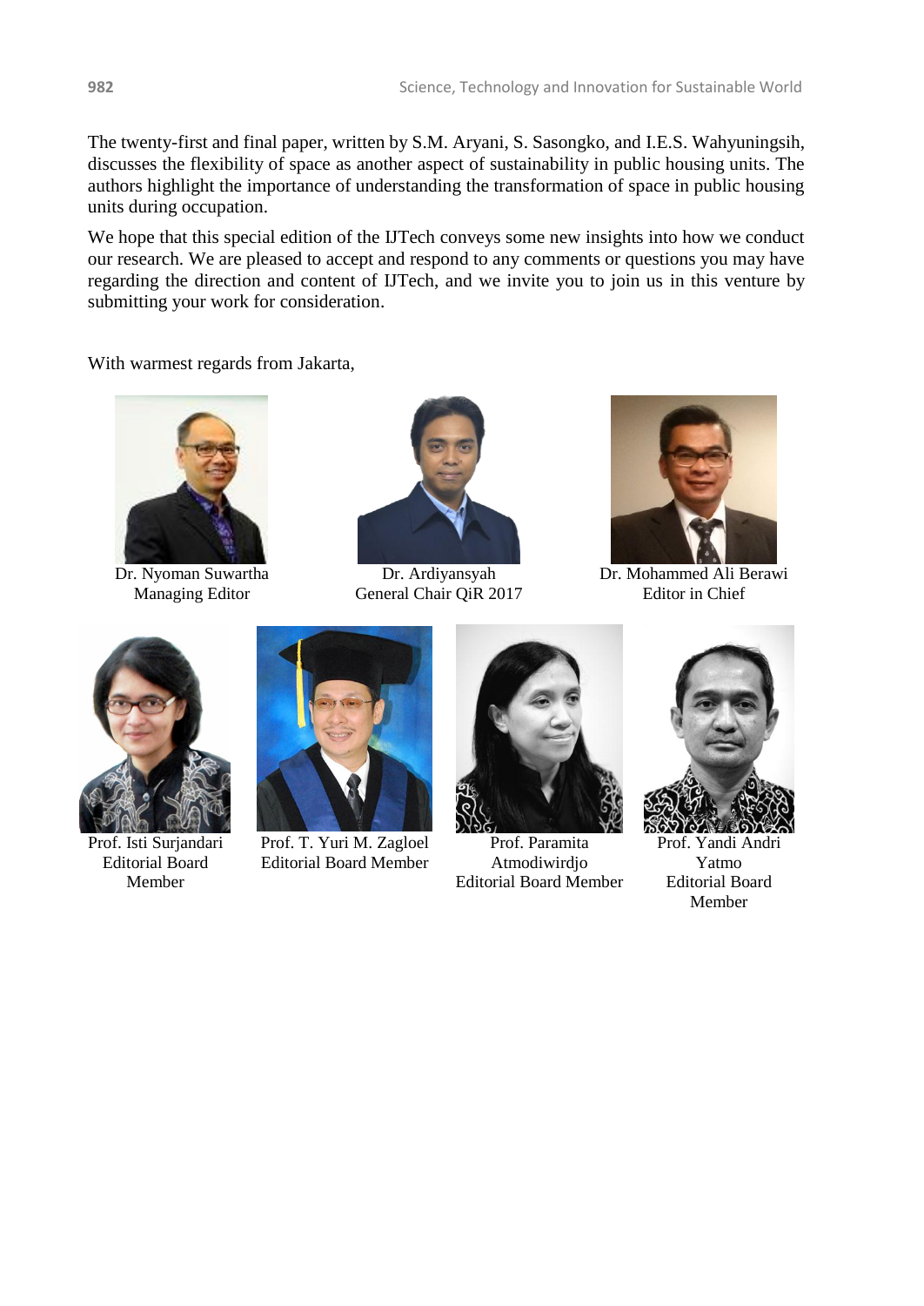The twenty-first and final paper, written by S.M. Aryani, S. Sasongko, and I.E.S. Wahyuningsih, discusses the flexibility of space as another aspect of sustainability in public housing units. The authors highlight the importance of understanding the transformation of space in public housing units during occupation.

We hope that this special edition of the IJTech conveys some new insights into how we conduct our research. We are pleased to accept and respond to any comments or questions you may have regarding the direction and content of IJTech, and we invite you to join us in this venture by submitting your work for consideration.

With warmest regards from Jakarta,

Dr. Nyoman Suwartha
Managing Editor

Dr. Ardiyansyah
General Chair QiR 2017

Dr. Mohammed Ali Berawi
Editor in Chief

Prof. Isti Surjandari
Editorial Board Member

Prof. T. Yuri M. Zagloel
Editorial Board Member

Prof. Paramita Atmodiwirdjo
Editorial Board Member

Prof. Yandi Andri Yatmo
Editorial Board Member